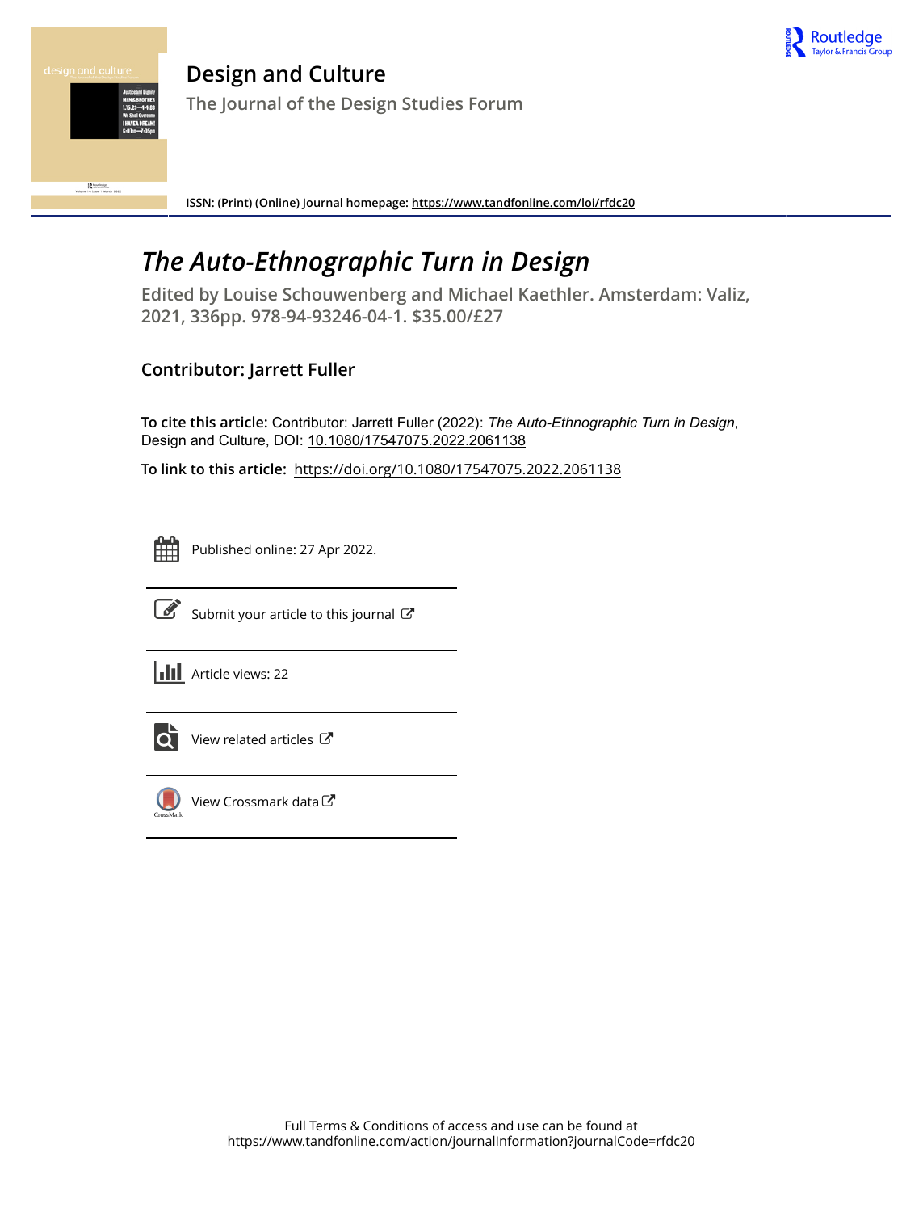# Design and Culture

## The Journal of the Design Studies Forum

**ISSN: (Print) (Online) Journal homepage:** https://www.tandfonline.com/loi/rfdc20

# *The Auto-Ethnographic Turn in Design*

## Edited by Louise Schouwenberg and Michael Kaethler. Amsterdam: Valiz, 2021, 336pp. 978-94-93246-04-1. $35.00/£27

### Contributor: Jarrett Fuller

**To cite this article:** Contributor: Jarrett Fuller (2022): *The Auto-Ethnographic Turn in Design*, Design and Culture, DOI: 10.1080/17547075.2022.2061138

**To link to this article:** https://doi.org/10.1080/17547075.2022.2061138

Published online: 27 Apr 2022.

Submit your article to this journal

Article views: 22

View related articles

View Crossmark data

Full Terms & Conditions of access and use can be found at
https://www.tandfonline.com/action/journalInformation?journalCode=rfdc20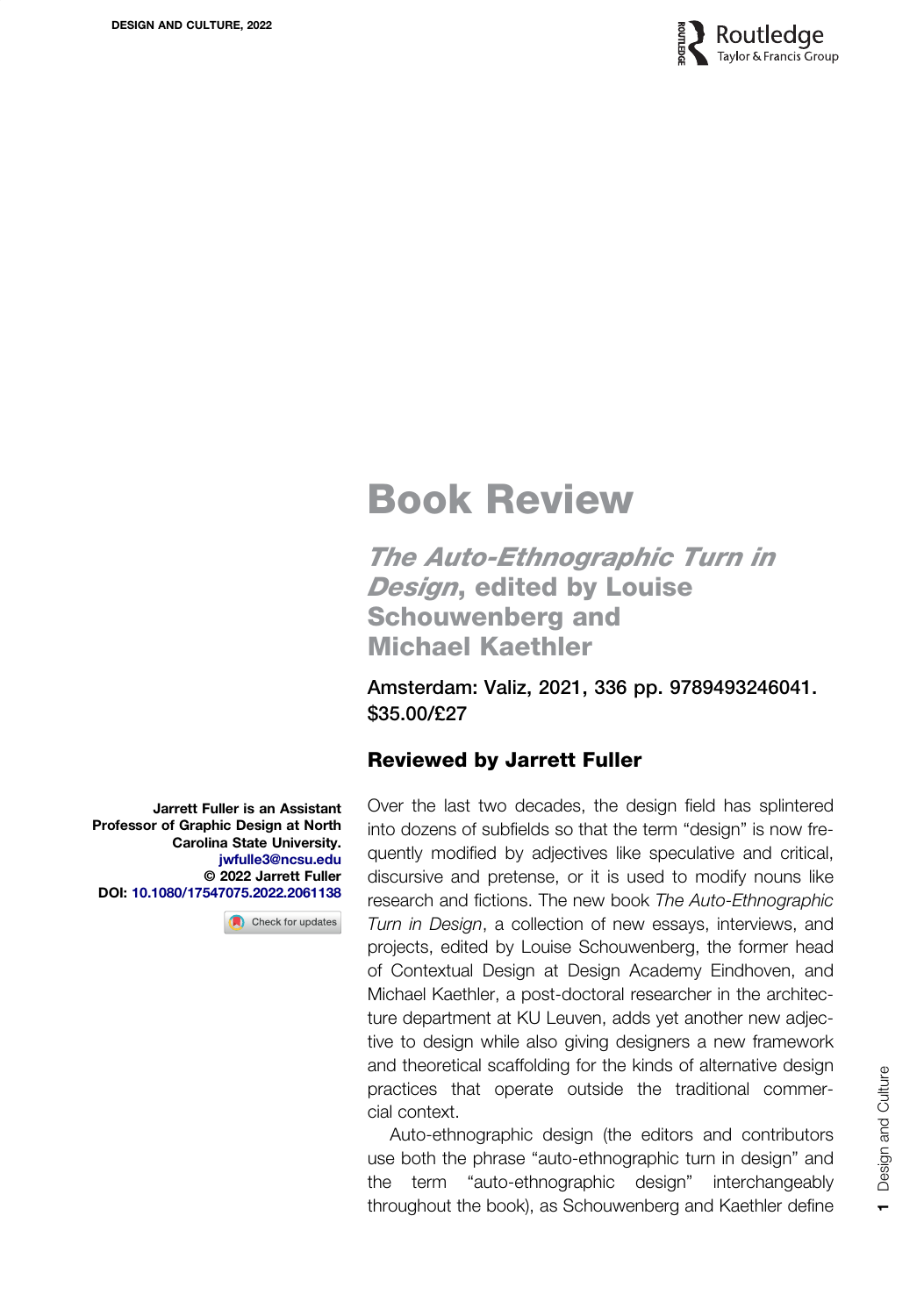# Book Review

## *The Auto-Ethnographic Turn in Design*, edited by Louise Schouwenberg and Michael Kaethler

**Amsterdam: Valiz, 2021, 336 pp. 9789493246041. $35.00/£27**

### Reviewed by Jarrett Fuller

**Jarrett Fuller is an Assistant Professor of Graphic Design at North Carolina State University.**
**jwfulle3@ncsu.edu**
**© 2022 Jarrett Fuller**
**DOI: 10.1080/17547075.2022.2061138**

Over the last two decades, the design field has splintered into dozens of subfields so that the term "design" is now frequently modified by adjectives like speculative and critical, discursive and pretense, or it is used to modify nouns like research and fictions. The new book *The Auto-Ethnographic Turn in Design*, a collection of new essays, interviews, and projects, edited by Louise Schouwenberg, the former head of Contextual Design at Design Academy Eindhoven, and Michael Kaethler, a post-doctoral researcher in the architecture department at KU Leuven, adds yet another new adjective to design while also giving designers a new framework and theoretical scaffolding for the kinds of alternative design practices that operate outside the traditional commercial context.

Auto-ethnographic design (the editors and contributors use both the phrase "auto-ethnographic turn in design" and the term "auto-ethnographic design" interchangeably throughout the book), as Schouwenberg and Kaethler define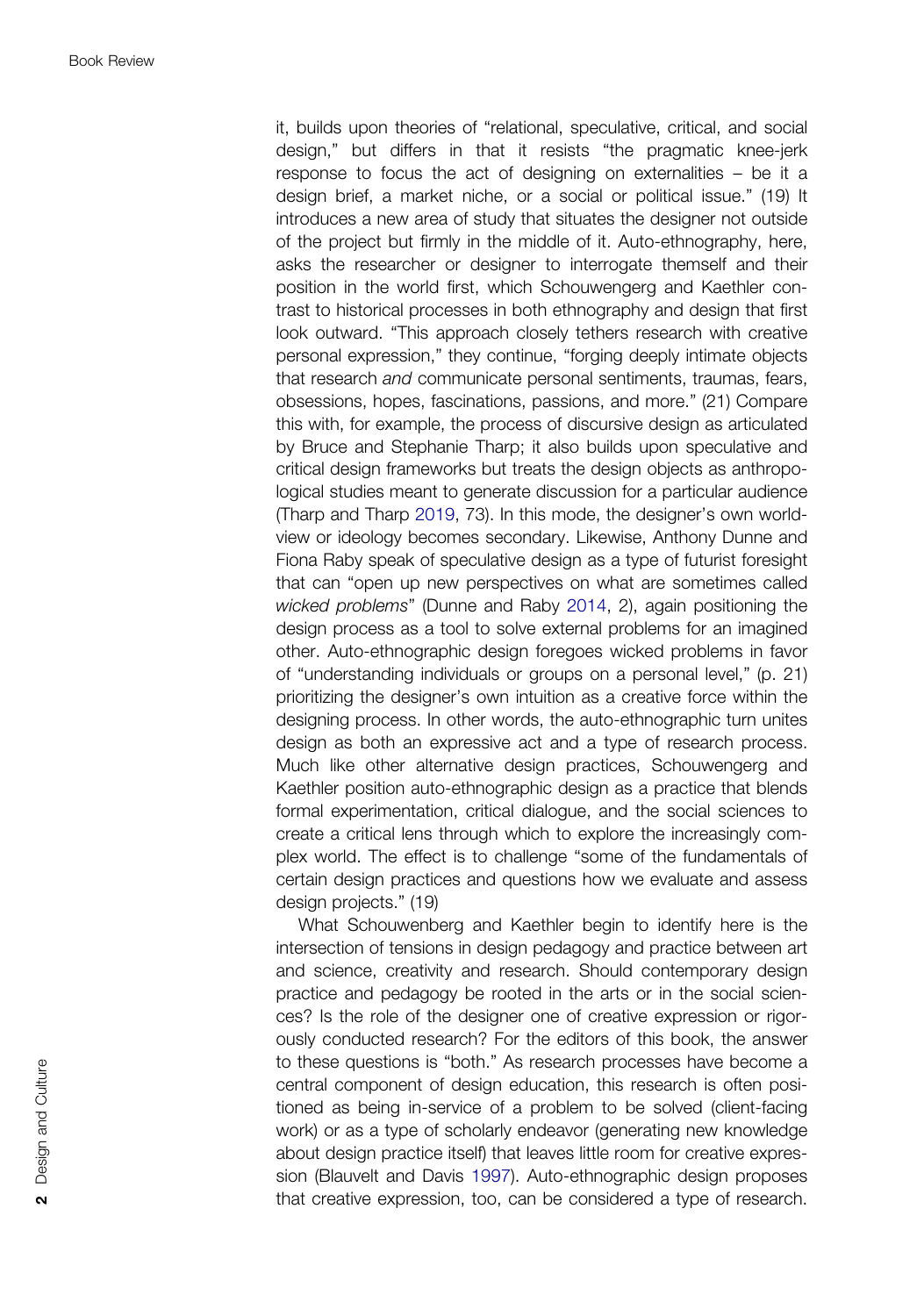it, builds upon theories of "relational, speculative, critical, and social design," but differs in that it resists "the pragmatic knee-jerk response to focus the act of designing on externalities – be it a design brief, a market niche, or a social or political issue." (19) It introduces a new area of study that situates the designer not outside of the project but firmly in the middle of it. Auto-ethnography, here, asks the researcher or designer to interrogate themself and their position in the world first, which Schouwengerg and Kaethler contrast to historical processes in both ethnography and design that first look outward. "This approach closely tethers research with creative personal expression," they continue, "forging deeply intimate objects that research *and* communicate personal sentiments, traumas, fears, obsessions, hopes, fascinations, passions, and more." (21) Compare this with, for example, the process of discursive design as articulated by Bruce and Stephanie Tharp; it also builds upon speculative and critical design frameworks but treats the design objects as anthropological studies meant to generate discussion for a particular audience (Tharp and Tharp 2019, 73). In this mode, the designer's own worldview or ideology becomes secondary. Likewise, Anthony Dunne and Fiona Raby speak of speculative design as a type of futurist foresight that can "open up new perspectives on what are sometimes called *wicked problems*" (Dunne and Raby 2014, 2), again positioning the design process as a tool to solve external problems for an imagined other. Auto-ethnographic design foregoes wicked problems in favor of "understanding individuals or groups on a personal level," (p. 21) prioritizing the designer's own intuition as a creative force within the designing process. In other words, the auto-ethnographic turn unites design as both an expressive act and a type of research process. Much like other alternative design practices, Schouwengerg and Kaethler position auto-ethnographic design as a practice that blends formal experimentation, critical dialogue, and the social sciences to create a critical lens through which to explore the increasingly complex world. The effect is to challenge "some of the fundamentals of certain design practices and questions how we evaluate and assess design projects." (19)

What Schouwenberg and Kaethler begin to identify here is the intersection of tensions in design pedagogy and practice between art and science, creativity and research. Should contemporary design practice and pedagogy be rooted in the arts or in the social sciences? Is the role of the designer one of creative expression or rigorously conducted research? For the editors of this book, the answer to these questions is "both." As research processes have become a central component of design education, this research is often positioned as being in-service of a problem to be solved (client-facing work) or as a type of scholarly endeavor (generating new knowledge about design practice itself) that leaves little room for creative expression (Blauvelt and Davis 1997). Auto-ethnographic design proposes that creative expression, too, can be considered a type of research.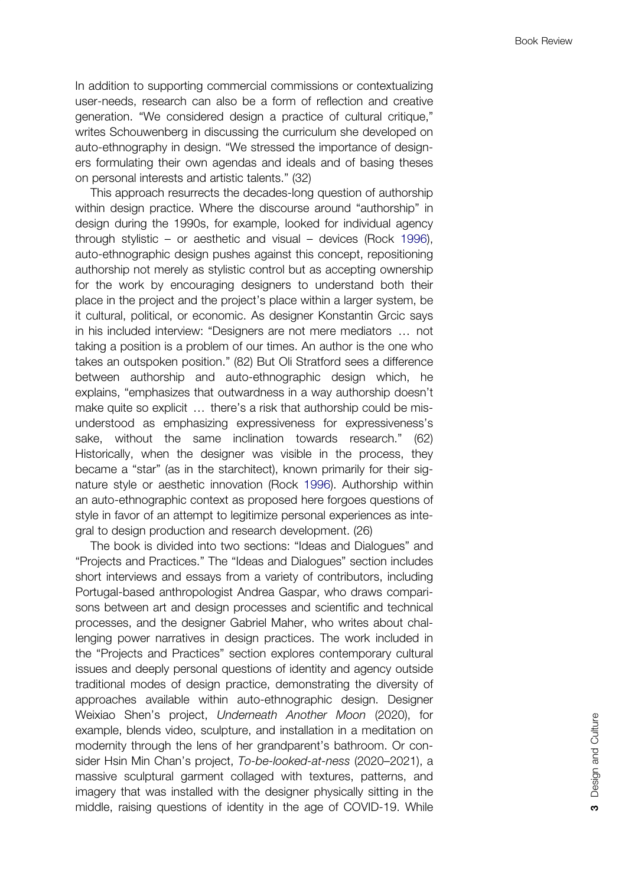In addition to supporting commercial commissions or contextualizing user-needs, research can also be a form of reflection and creative generation. "We considered design a practice of cultural critique," writes Schouwenberg in discussing the curriculum she developed on auto-ethnography in design. "We stressed the importance of designers formulating their own agendas and ideals and of basing theses on personal interests and artistic talents." (32)

This approach resurrects the decades-long question of authorship within design practice. Where the discourse around "authorship" in design during the 1990s, for example, looked for individual agency through stylistic – or aesthetic and visual – devices (Rock 1996), auto-ethnographic design pushes against this concept, repositioning authorship not merely as stylistic control but as accepting ownership for the work by encouraging designers to understand both their place in the project and the project's place within a larger system, be it cultural, political, or economic. As designer Konstantin Grcic says in his included interview: "Designers are not mere mediators … not taking a position is a problem of our times. An author is the one who takes an outspoken position." (82) But Oli Stratford sees a difference between authorship and auto-ethnographic design which, he explains, "emphasizes that outwardness in a way authorship doesn't make quite so explicit … there's a risk that authorship could be misunderstood as emphasizing expressiveness for expressiveness's sake, without the same inclination towards research." (62) Historically, when the designer was visible in the process, they became a "star" (as in the starchitect), known primarily for their signature style or aesthetic innovation (Rock 1996). Authorship within an auto-ethnographic context as proposed here forgoes questions of style in favor of an attempt to legitimize personal experiences as integral to design production and research development. (26)

The book is divided into two sections: "Ideas and Dialogues" and "Projects and Practices." The "Ideas and Dialogues" section includes short interviews and essays from a variety of contributors, including Portugal-based anthropologist Andrea Gaspar, who draws comparisons between art and design processes and scientific and technical processes, and the designer Gabriel Maher, who writes about challenging power narratives in design practices. The work included in the "Projects and Practices" section explores contemporary cultural issues and deeply personal questions of identity and agency outside traditional modes of design practice, demonstrating the diversity of approaches available within auto-ethnographic design. Designer Weixiao Shen's project, *Underneath Another Moon* (2020), for example, blends video, sculpture, and installation in a meditation on modernity through the lens of her grandparent's bathroom. Or consider Hsin Min Chan's project, *To-be-looked-at-ness* (2020–2021), a massive sculptural garment collaged with textures, patterns, and imagery that was installed with the designer physically sitting in the middle, raising questions of identity in the age of COVID-19. While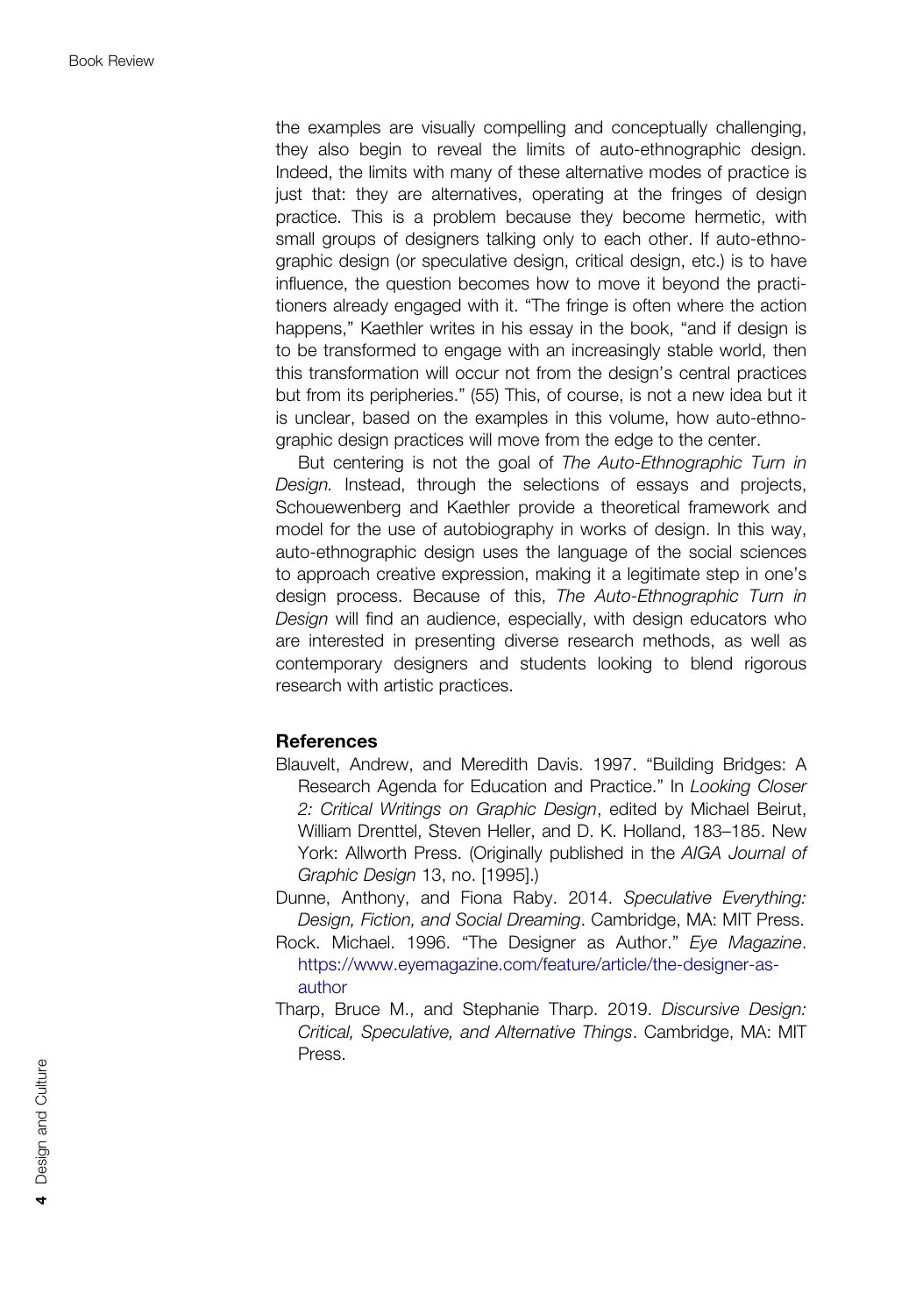the examples are visually compelling and conceptually challenging, they also begin to reveal the limits of auto-ethnographic design. Indeed, the limits with many of these alternative modes of practice is just that: they are alternatives, operating at the fringes of design practice. This is a problem because they become hermetic, with small groups of designers talking only to each other. If auto-ethnographic design (or speculative design, critical design, etc.) is to have influence, the question becomes how to move it beyond the practitioners already engaged with it. "The fringe is often where the action happens," Kaethler writes in his essay in the book, "and if design is to be transformed to engage with an increasingly stable world, then this transformation will occur not from the design's central practices but from its peripheries." (55) This, of course, is not a new idea but it is unclear, based on the examples in this volume, how auto-ethnographic design practices will move from the edge to the center.

But centering is not the goal of *The Auto-Ethnographic Turn in Design.* Instead, through the selections of essays and projects, Schouewenberg and Kaethler provide a theoretical framework and model for the use of autobiography in works of design. In this way, auto-ethnographic design uses the language of the social sciences to approach creative expression, making it a legitimate step in one's design process. Because of this, *The Auto-Ethnographic Turn in Design* will find an audience, especially, with design educators who are interested in presenting diverse research methods, as well as contemporary designers and students looking to blend rigorous research with artistic practices.

## References

Blauvelt, Andrew, and Meredith Davis. 1997. "Building Bridges: A Research Agenda for Education and Practice." In *Looking Closer 2: Critical Writings on Graphic Design*, edited by Michael Beirut, William Drenttel, Steven Heller, and D. K. Holland, 183–185. New York: Allworth Press. (Originally published in the *AIGA Journal of Graphic Design* 13, no. [1995].)

Dunne, Anthony, and Fiona Raby. 2014. *Speculative Everything: Design, Fiction, and Social Dreaming*. Cambridge, MA: MIT Press.

Rock. Michael. 1996. "The Designer as Author." *Eye Magazine*. https://www.eyemagazine.com/feature/article/the-designer-as-author

Tharp, Bruce M., and Stephanie Tharp. 2019. *Discursive Design: Critical, Speculative, and Alternative Things*. Cambridge, MA: MIT Press.